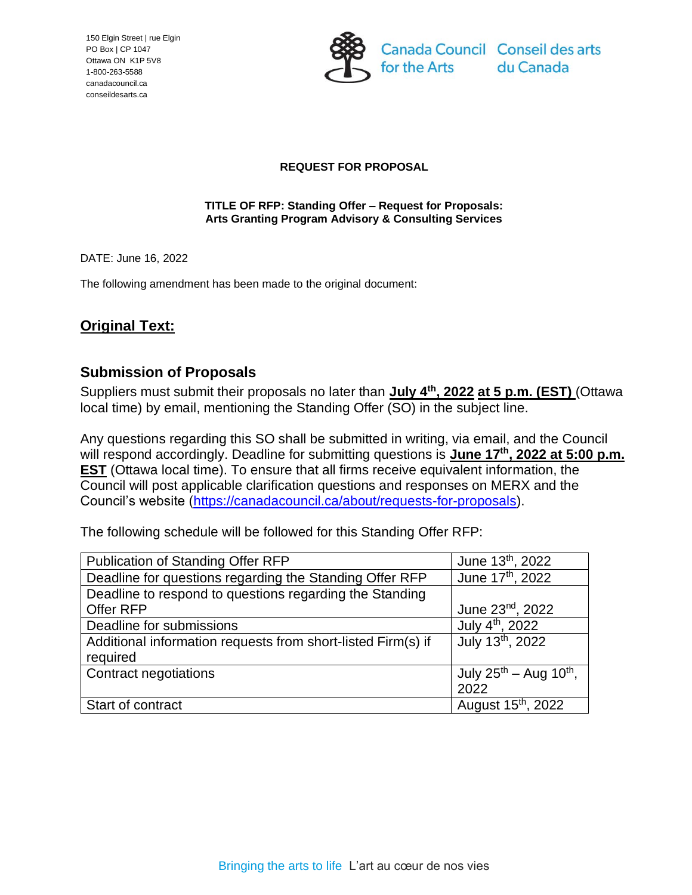150 Elgin Street | rue Elgin
PO Box | CP 1047
Ottawa ON K1P 5V8
1-800-263-5588
canadacouncil.ca
conseildesarts.ca

Canada Council for the Arts | Conseil des arts du Canada

**REQUEST FOR PROPOSAL**

**TITLE OF RFP: Standing Offer – Request for Proposals: Arts Granting Program Advisory & Consulting Services**

DATE: June 16, 2022

The following amendment has been made to the original document:

## **Original Text:**

### Submission of Proposals

Suppliers must submit their proposals no later than **July 4th, 2022 at 5 p.m. (EST)** (Ottawa local time) by email, mentioning the Standing Offer (SO) in the subject line.

Any questions regarding this SO shall be submitted in writing, via email, and the Council will respond accordingly. Deadline for submitting questions is **June 17th, 2022 at 5:00 p.m. EST** (Ottawa local time). To ensure that all firms receive equivalent information, the Council will post applicable clarification questions and responses on MERX and the Council's website (https://canadacouncil.ca/about/requests-for-proposals).

The following schedule will be followed for this Standing Offer RFP:

| | |
|---|---|
| Publication of Standing Offer RFP | June 13th, 2022 |
| Deadline for questions regarding the Standing Offer RFP | June 17th, 2022 |
| Deadline to respond to questions regarding the Standing Offer RFP | June 23rd, 2022 |
| Deadline for submissions | July 4th, 2022 |
| Additional information requests from short-listed Firm(s) if required | July 13th, 2022 |
| Contract negotiations | July 25th – Aug 10th, 2022 |
| Start of contract | August 15th, 2022 |

Bringing the arts to life L'art au cœur de nos vies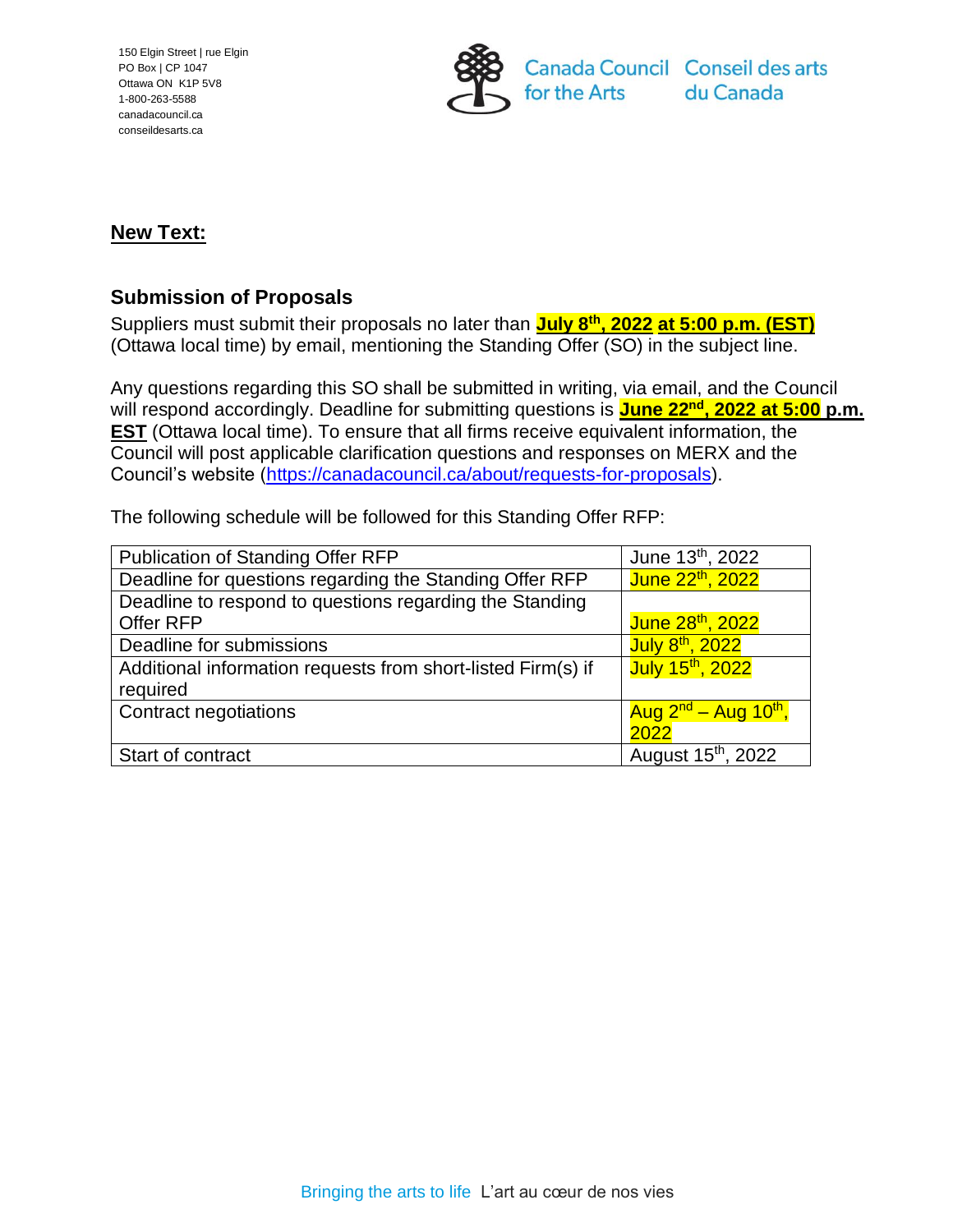## New Text:

### Submission of Proposals

Suppliers must submit their proposals no later than **July 8th, 2022 at 5:00 p.m. (EST)** (Ottawa local time) by email, mentioning the Standing Offer (SO) in the subject line.

Any questions regarding this SO shall be submitted in writing, via email, and the Council will respond accordingly. Deadline for submitting questions is **June 22nd, 2022 at 5:00 p.m. EST** (Ottawa local time). To ensure that all firms receive equivalent information, the Council will post applicable clarification questions and responses on MERX and the Council's website (https://canadacouncil.ca/about/requests-for-proposals).

The following schedule will be followed for this Standing Offer RFP:

| | |
|---|---|
| Publication of Standing Offer RFP | June 13th, 2022 |
| Deadline for questions regarding the Standing Offer RFP | June 22th, 2022 |
| Deadline to respond to questions regarding the Standing Offer RFP | June 28th, 2022 |
| Deadline for submissions | July 8th, 2022 |
| Additional information requests from short-listed Firm(s) if required | July 15th, 2022 |
| Contract negotiations | Aug 2nd – Aug 10th, 2022 |
| Start of contract | August 15th, 2022 |